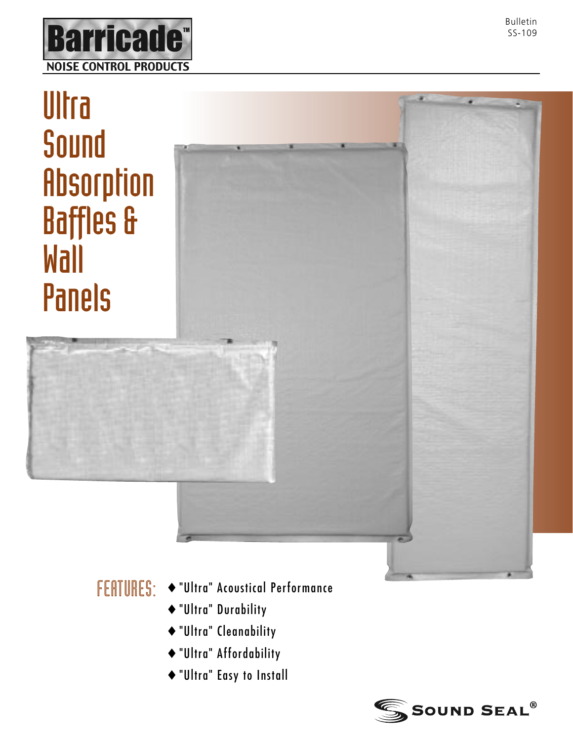# Barricade™

NOISE CONTROL PRODUCTS

Bulletin SS-109

# Ultra Sound Absorption Baffles & Wall Panels

FEATURES:

- "Ultra" Acoustical Performance
- "Ultra" Durability
- "Ultra" Cleanability
- "Ultra" Affordability
- "Ultra" Easy to Install

SOUND SEAL®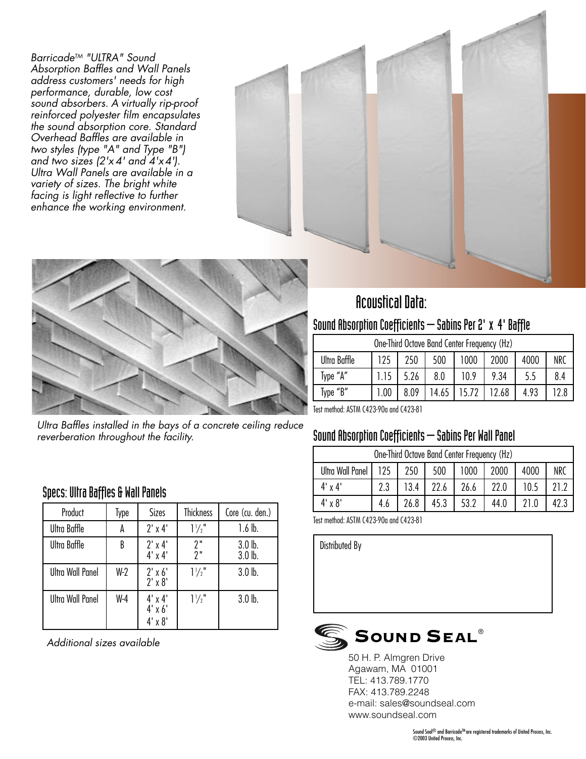*Barricade™ "ULTRA" Sound Absorption Baffles and Wall Panels address customers' needs for high performance, durable, low cost sound absorbers. A virtually rip-proof reinforced polyester film encapsulates the sound absorption core. Standard Overhead Baffles are available in two styles (type "A" and Type "B") and two sizes (2'x 4' and 4'x 4'). Ultra Wall Panels are available in a variety of sizes. The bright white facing is light reflective to further enhance the working environment.*

*Ultra Baffles installed in the bays of a concrete ceiling reduce reverberation throughout the facility.*

## Acoustical Data:

### Sound Absorption Coefficients — Sabins Per 2' x 4' Baffle

| One-Third Octave Band Center Frequency (Hz) | | | | | | | |
|---|---|---|---|---|---|---|---|
| Ultra Baffle | 125 | 250 | 500 | 1000 | 2000 | 4000 | NRC |
| Type "A" | 1.15 | 5.26 | 8.0 | 10.9 | 9.34 | 5.5 | 8.4 |
| Type "B" | 1.00 | 8.09 | 14.65 | 15.72 | 12.68 | 4.93 | 12.8 |

Test method: ASTM C423-90a and C423-81

### Sound Absorption Coefficients — Sabins Per Wall Panel

| One-Third Octave Band Center Frequency (Hz) | | | | | | | |
|---|---|---|---|---|---|---|---|
| Ultra Wall Panel | 125 | 250 | 500 | 1000 | 2000 | 4000 | NRC |
| 4' x 4' | 2.3 | 13.4 | 22.6 | 26.6 | 22.0 | 10.5 | 21.2 |
| 4' x 8' | 4.6 | 26.8 | 45.3 | 53.2 | 44.0 | 21.0 | 42.3 |

Test method: ASTM C423-90a and C423-81

### Specs: Ultra Baffles & Wall Panels

| Product | Type | Sizes | Thickness | Core (cu. den.) |
|---|---|---|---|---|
| Ultra Baffle | A | 2' x 4' | 1½" | 1.6 lb. |
| Ultra Baffle | B | 2' x 4'<br>4' x 4' | 2"<br>2" | 3.0 lb.<br>3.0 lb. |
| Ultra Wall Panel | W-2 | 2' x 6'<br>2' x 8' | 1½" | 3.0 lb. |
| Ultra Wall Panel | W-4 | 4' x 4'<br>4' x 6'<br>4' x 8' | 1½" | 3.0 lb. |

*Additional sizes available*

Distributed By

**SOUND SEAL®**

50 H. P. Almgren Drive
Agawam, MA 01001
TEL: 413.789.1770
FAX: 413.789.2248
e-mail: sales@soundseal.com
www.soundseal.com

Sound Seal® and Barricade™ are registered trademarks of United Process, Inc.
©2003 United Process, Inc.